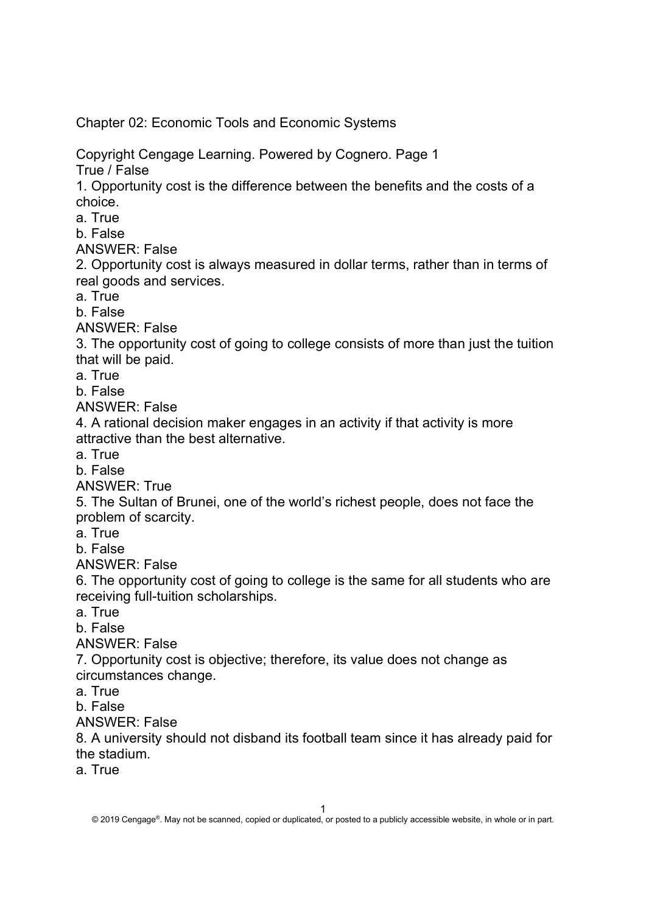# Chapter 02: Economic Tools and Economic Systems

Copyright Cengage Learning. Powered by Cognero. Page 1

## True / False

1. Opportunity cost is the difference between the benefits and the costs of a choice.
a. True
b. False
ANSWER: False

2. Opportunity cost is always measured in dollar terms, rather than in terms of real goods and services.
a. True
b. False
ANSWER: False

3. The opportunity cost of going to college consists of more than just the tuition that will be paid.
a. True
b. False
ANSWER: False

4. A rational decision maker engages in an activity if that activity is more attractive than the best alternative.
a. True
b. False
ANSWER: True

5. The Sultan of Brunei, one of the world's richest people, does not face the problem of scarcity.
a. True
b. False
ANSWER: False

6. The opportunity cost of going to college is the same for all students who are receiving full-tuition scholarships.
a. True
b. False
ANSWER: False

7. Opportunity cost is objective; therefore, its value does not change as circumstances change.
a. True
b. False
ANSWER: False

8. A university should not disband its football team since it has already paid for the stadium.
a. True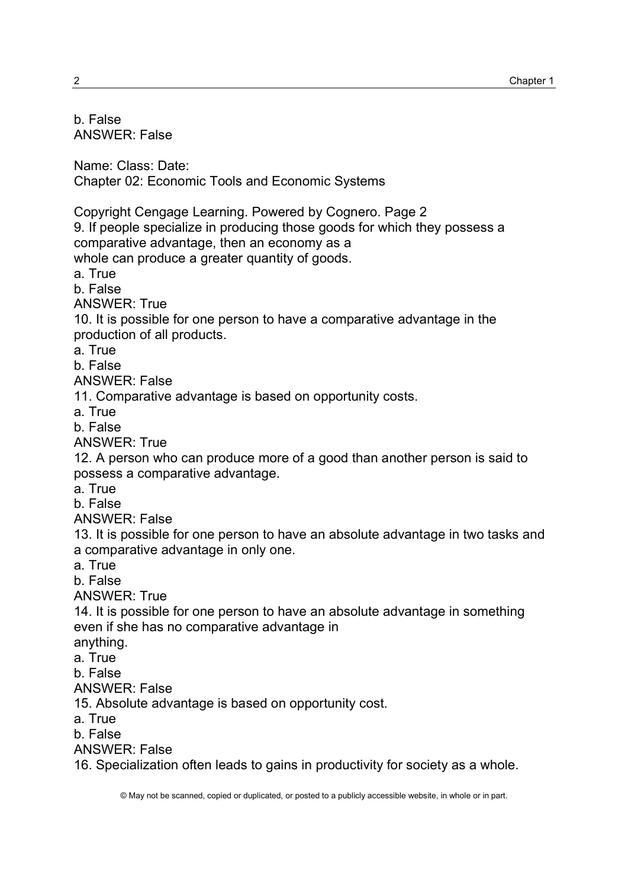b. False
ANSWER: False

Name: Class: Date:
Chapter 02: Economic Tools and Economic Systems

Copyright Cengage Learning. Powered by Cognero. Page 2

9. If people specialize in producing those goods for which they possess a comparative advantage, then an economy as a whole can produce a greater quantity of goods.
a. True
b. False
ANSWER: True

10. It is possible for one person to have a comparative advantage in the production of all products.
a. True
b. False
ANSWER: False

11. Comparative advantage is based on opportunity costs.
a. True
b. False
ANSWER: True

12. A person who can produce more of a good than another person is said to possess a comparative advantage.
a. True
b. False
ANSWER: False

13. It is possible for one person to have an absolute advantage in two tasks and a comparative advantage in only one.
a. True
b. False
ANSWER: True

14. It is possible for one person to have an absolute advantage in something even if she has no comparative advantage in anything.
a. True
b. False
ANSWER: False

15. Absolute advantage is based on opportunity cost.
a. True
b. False
ANSWER: False

16. Specialization often leads to gains in productivity for society as a whole.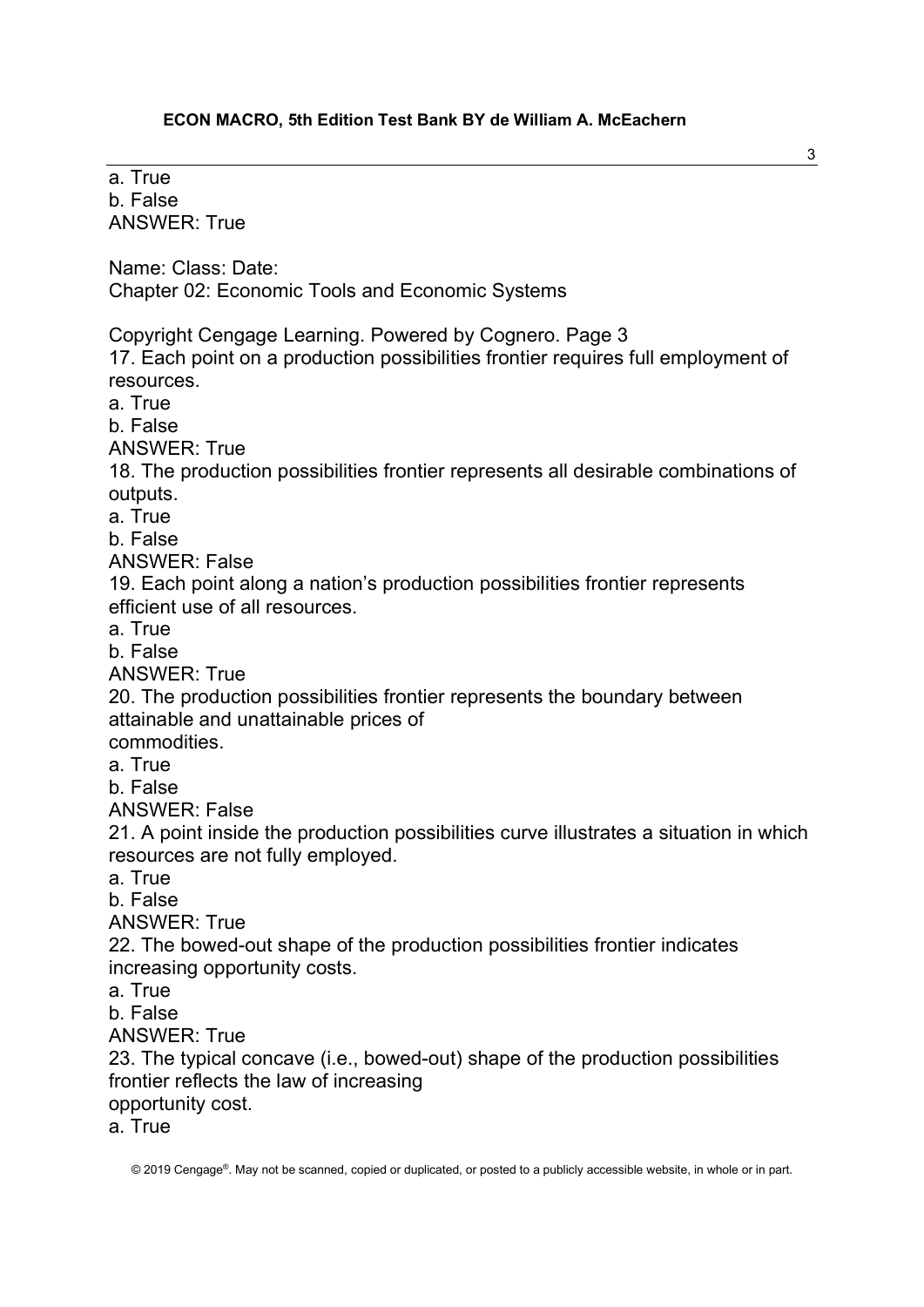a. True
b. False
ANSWER: True

Name: Class: Date:
Chapter 02: Economic Tools and Economic Systems

Copyright Cengage Learning. Powered by Cognero. Page 3
17. Each point on a production possibilities frontier requires full employment of resources.
a. True
b. False
ANSWER: True
18. The production possibilities frontier represents all desirable combinations of outputs.
a. True
b. False
ANSWER: False
19. Each point along a nation's production possibilities frontier represents efficient use of all resources.
a. True
b. False
ANSWER: True
20. The production possibilities frontier represents the boundary between attainable and unattainable prices of
commodities.
a. True
b. False
ANSWER: False
21. A point inside the production possibilities curve illustrates a situation in which resources are not fully employed.
a. True
b. False
ANSWER: True
22. The bowed-out shape of the production possibilities frontier indicates increasing opportunity costs.
a. True
b. False
ANSWER: True
23. The typical concave (i.e., bowed-out) shape of the production possibilities frontier reflects the law of increasing
opportunity cost.
a. True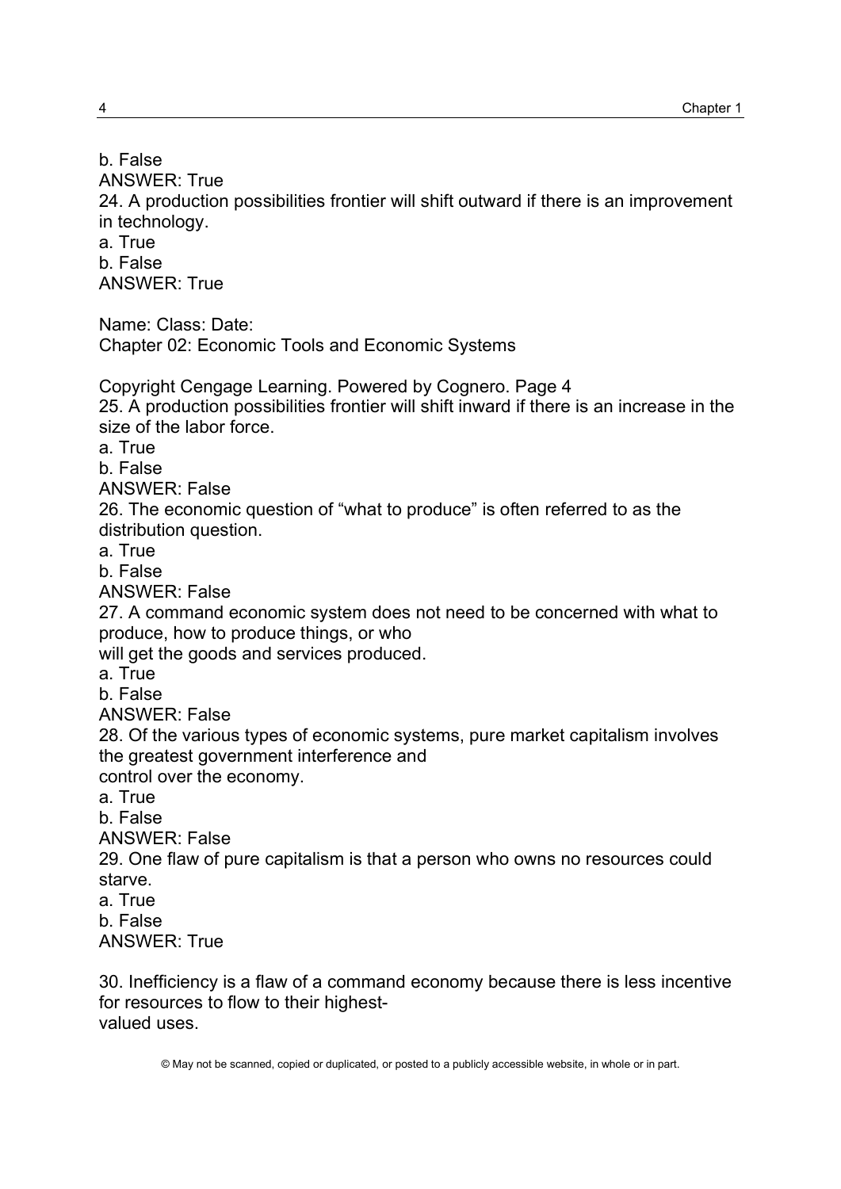b. False
ANSWER: True
24. A production possibilities frontier will shift outward if there is an improvement in technology.
a. True
b. False
ANSWER: True

Name: Class: Date:
Chapter 02: Economic Tools and Economic Systems

Copyright Cengage Learning. Powered by Cognero. Page 4
25. A production possibilities frontier will shift inward if there is an increase in the size of the labor force.
a. True
b. False
ANSWER: False
26. The economic question of "what to produce" is often referred to as the distribution question.
a. True
b. False
ANSWER: False
27. A command economic system does not need to be concerned with what to produce, how to produce things, or who
will get the goods and services produced.
a. True
b. False
ANSWER: False
28. Of the various types of economic systems, pure market capitalism involves the greatest government interference and
control over the economy.
a. True
b. False
ANSWER: False
29. One flaw of pure capitalism is that a person who owns no resources could starve.
a. True
b. False
ANSWER: True

30. Inefficiency is a flaw of a command economy because there is less incentive for resources to flow to their highest-
valued uses.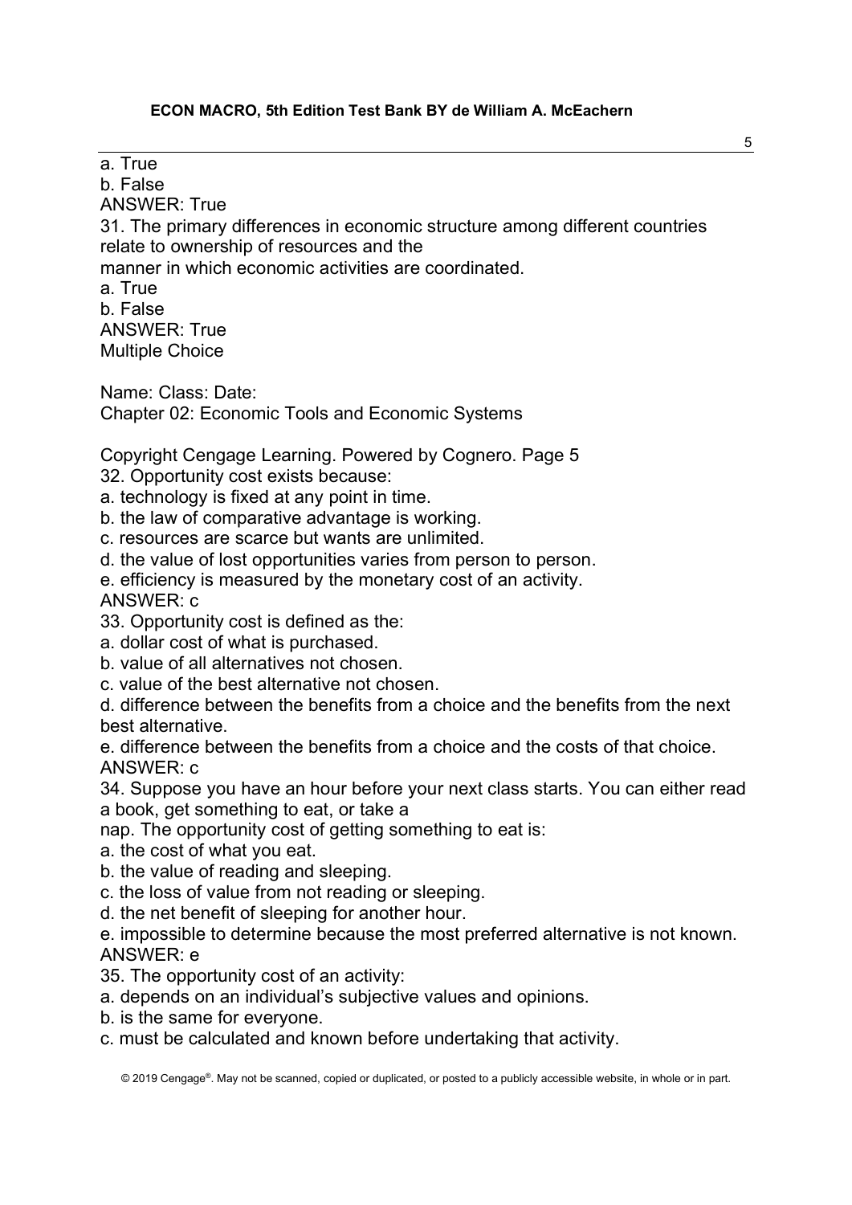a. True
b. False
ANSWER: True

31. The primary differences in economic structure among different countries relate to ownership of resources and the manner in which economic activities are coordinated.
a. True
b. False
ANSWER: True

Multiple Choice

Name: Class: Date:
Chapter 02: Economic Tools and Economic Systems

32. Opportunity cost exists because:
a. technology is fixed at any point in time.
b. the law of comparative advantage is working.
c. resources are scarce but wants are unlimited.
d. the value of lost opportunities varies from person to person.
e. efficiency is measured by the monetary cost of an activity.
ANSWER: c

33. Opportunity cost is defined as the:
a. dollar cost of what is purchased.
b. value of all alternatives not chosen.
c. value of the best alternative not chosen.
d. difference between the benefits from a choice and the benefits from the next best alternative.
e. difference between the benefits from a choice and the costs of that choice.
ANSWER: c

34. Suppose you have an hour before your next class starts. You can either read a book, get something to eat, or take a nap. The opportunity cost of getting something to eat is:
a. the cost of what you eat.
b. the value of reading and sleeping.
c. the loss of value from not reading or sleeping.
d. the net benefit of sleeping for another hour.
e. impossible to determine because the most preferred alternative is not known.
ANSWER: e

35. The opportunity cost of an activity:
a. depends on an individual's subjective values and opinions.
b. is the same for everyone.
c. must be calculated and known before undertaking that activity.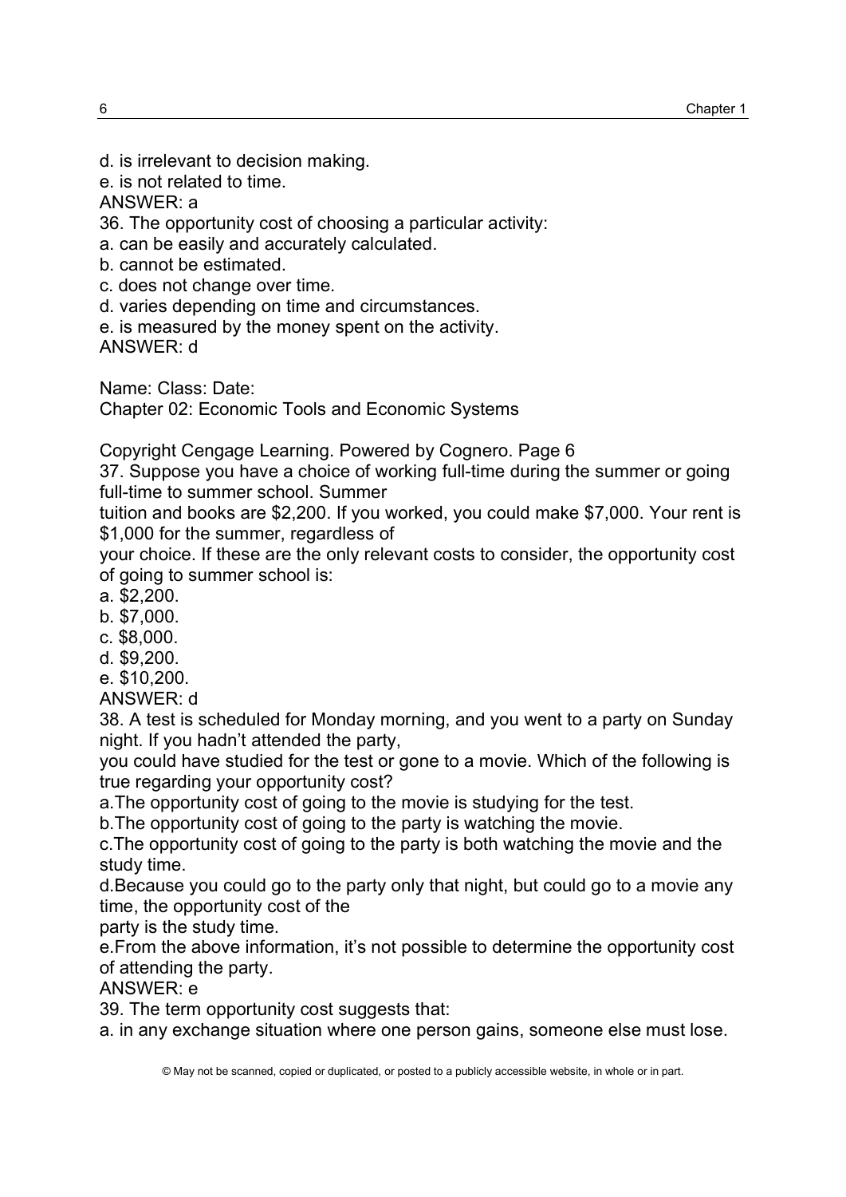d. is irrelevant to decision making.
e. is not related to time.
ANSWER: a

36. The opportunity cost of choosing a particular activity:
a. can be easily and accurately calculated.
b. cannot be estimated.
c. does not change over time.
d. varies depending on time and circumstances.
e. is measured by the money spent on the activity.
ANSWER: d

Name: Class: Date:
Chapter 02: Economic Tools and Economic Systems

Copyright Cengage Learning. Powered by Cognero. Page 6

37. Suppose you have a choice of working full-time during the summer or going full-time to summer school. Summer tuition and books are $2,200. If you worked, you could make $7,000. Your rent is $1,000 for the summer, regardless of your choice. If these are the only relevant costs to consider, the opportunity cost of going to summer school is:
a. $2,200.
b. $7,000.
c. $8,000.
d. $9,200.
e. $10,200.
ANSWER: d

38. A test is scheduled for Monday morning, and you went to a party on Sunday night. If you hadn't attended the party, you could have studied for the test or gone to a movie. Which of the following is true regarding your opportunity cost?
a. The opportunity cost of going to the movie is studying for the test.
b. The opportunity cost of going to the party is watching the movie.
c. The opportunity cost of going to the party is both watching the movie and the study time.
d. Because you could go to the party only that night, but could go to a movie any time, the opportunity cost of the party is the study time.
e. From the above information, it's not possible to determine the opportunity cost of attending the party.
ANSWER: e

39. The term opportunity cost suggests that:
a. in any exchange situation where one person gains, someone else must lose.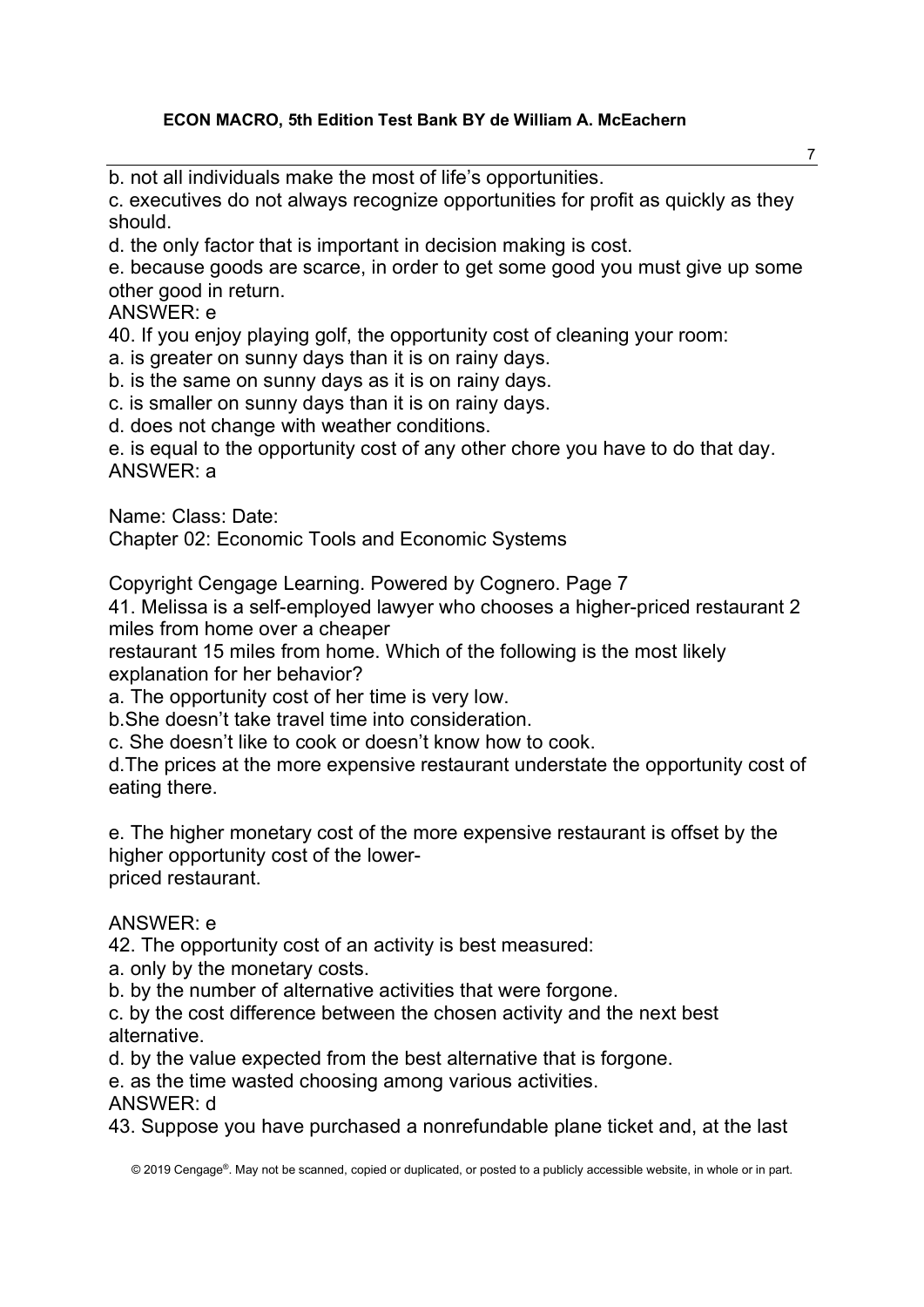b. not all individuals make the most of life's opportunities.

c. executives do not always recognize opportunities for profit as quickly as they should.

d. the only factor that is important in decision making is cost.

e. because goods are scarce, in order to get some good you must give up some other good in return.

ANSWER: e

40. If you enjoy playing golf, the opportunity cost of cleaning your room:

a. is greater on sunny days than it is on rainy days.

b. is the same on sunny days as it is on rainy days.

c. is smaller on sunny days than it is on rainy days.

d. does not change with weather conditions.

e. is equal to the opportunity cost of any other chore you have to do that day.

ANSWER: a

Name: Class: Date:

Chapter 02: Economic Tools and Economic Systems

41. Melissa is a self-employed lawyer who chooses a higher-priced restaurant 2 miles from home over a cheaper restaurant 15 miles from home. Which of the following is the most likely explanation for her behavior?

a. The opportunity cost of her time is very low.

b.She doesn't take travel time into consideration.

c. She doesn't like to cook or doesn't know how to cook.

d.The prices at the more expensive restaurant understate the opportunity cost of eating there.

e. The higher monetary cost of the more expensive restaurant is offset by the higher opportunity cost of the lower-priced restaurant.

ANSWER: e

42. The opportunity cost of an activity is best measured:

a. only by the monetary costs.

b. by the number of alternative activities that were forgone.

c. by the cost difference between the chosen activity and the next best alternative.

d. by the value expected from the best alternative that is forgone.

e. as the time wasted choosing among various activities.

ANSWER: d

43. Suppose you have purchased a nonrefundable plane ticket and, at the last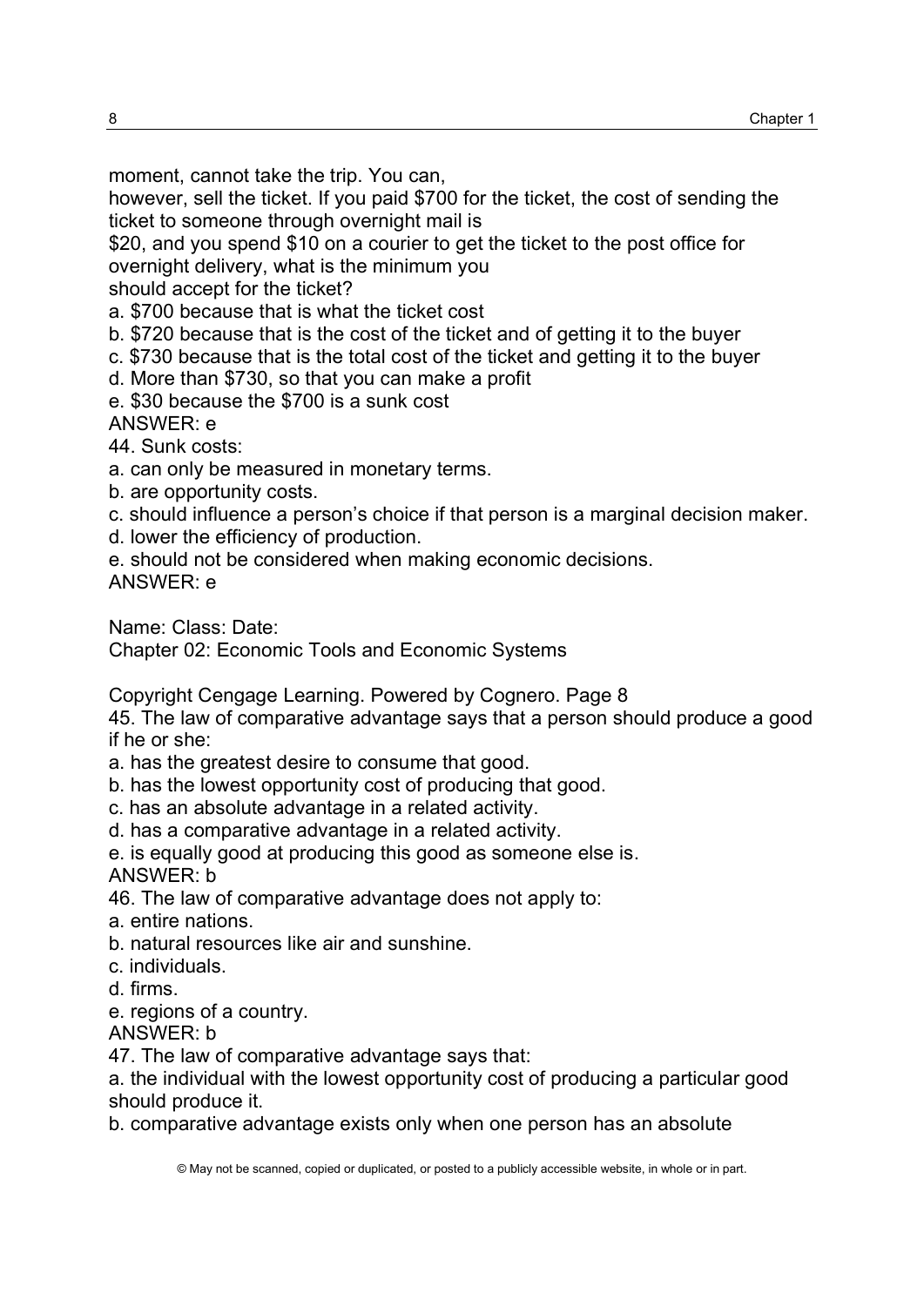moment, cannot take the trip. You can,
however, sell the ticket. If you paid $700 for the ticket, the cost of sending the ticket to someone through overnight mail is
$20, and you spend $10 on a courier to get the ticket to the post office for overnight delivery, what is the minimum you
should accept for the ticket?

a. $700 because that is what the ticket cost
b. $720 because that is the cost of the ticket and of getting it to the buyer
c. $730 because that is the total cost of the ticket and getting it to the buyer
d. More than $730, so that you can make a profit
e. $30 because the $700 is a sunk cost

ANSWER: e

44. Sunk costs:

a. can only be measured in monetary terms.
b. are opportunity costs.
c. should influence a person's choice if that person is a marginal decision maker.
d. lower the efficiency of production.
e. should not be considered when making economic decisions.

ANSWER: e

Name: Class: Date:

Chapter 02: Economic Tools and Economic Systems

Copyright Cengage Learning. Powered by Cognero. Page 8

45. The law of comparative advantage says that a person should produce a good if he or she:

a. has the greatest desire to consume that good.
b. has the lowest opportunity cost of producing that good.
c. has an absolute advantage in a related activity.
d. has a comparative advantage in a related activity.
e. is equally good at producing this good as someone else is.

ANSWER: b

46. The law of comparative advantage does not apply to:

a. entire nations.
b. natural resources like air and sunshine.
c. individuals.
d. firms.
e. regions of a country.

ANSWER: b

47. The law of comparative advantage says that:

a. the individual with the lowest opportunity cost of producing a particular good should produce it.
b. comparative advantage exists only when one person has an absolute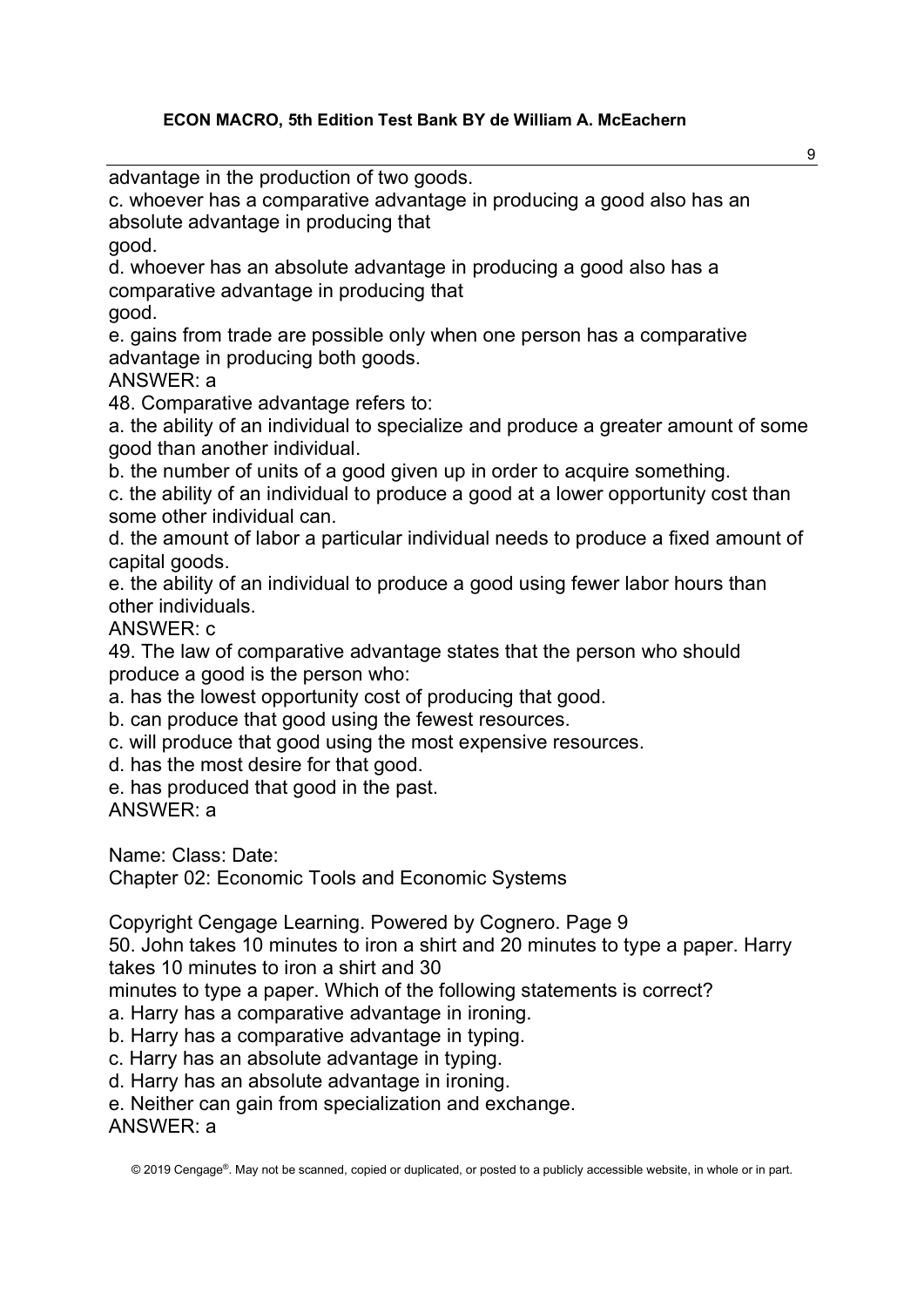advantage in the production of two goods.

c. whoever has a comparative advantage in producing a good also has an absolute advantage in producing that good.

d. whoever has an absolute advantage in producing a good also has a comparative advantage in producing that good.

e. gains from trade are possible only when one person has a comparative advantage in producing both goods.

ANSWER: a

48. Comparative advantage refers to:

a. the ability of an individual to specialize and produce a greater amount of some good than another individual.

b. the number of units of a good given up in order to acquire something.

c. the ability of an individual to produce a good at a lower opportunity cost than some other individual can.

d. the amount of labor a particular individual needs to produce a fixed amount of capital goods.

e. the ability of an individual to produce a good using fewer labor hours than other individuals.

ANSWER: c

49. The law of comparative advantage states that the person who should produce a good is the person who:

a. has the lowest opportunity cost of producing that good.

b. can produce that good using the fewest resources.

c. will produce that good using the most expensive resources.

d. has the most desire for that good.

e. has produced that good in the past.

ANSWER: a

Name: Class: Date:

Chapter 02: Economic Tools and Economic Systems

Copyright Cengage Learning. Powered by Cognero. Page 9

50. John takes 10 minutes to iron a shirt and 20 minutes to type a paper. Harry takes 10 minutes to iron a shirt and 30 minutes to type a paper. Which of the following statements is correct?

a. Harry has a comparative advantage in ironing.

b. Harry has a comparative advantage in typing.

c. Harry has an absolute advantage in typing.

d. Harry has an absolute advantage in ironing.

e. Neither can gain from specialization and exchange.

ANSWER: a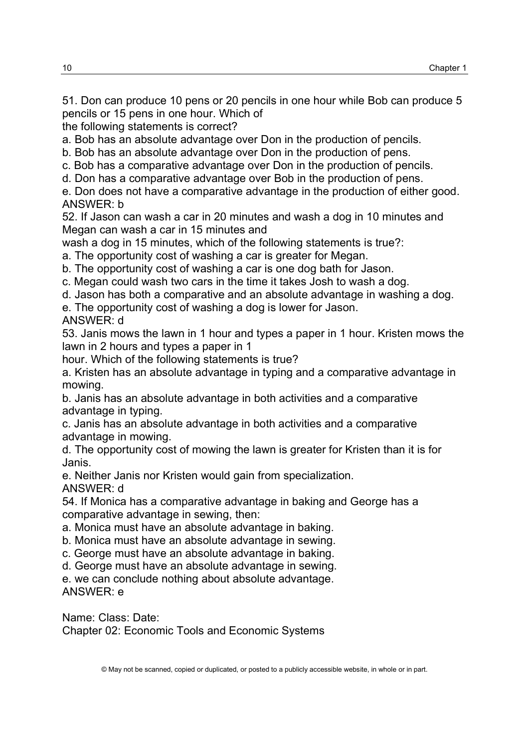51. Don can produce 10 pens or 20 pencils in one hour while Bob can produce 5 pencils or 15 pens in one hour. Which of the following statements is correct?

a. Bob has an absolute advantage over Don in the production of pencils.
b. Bob has an absolute advantage over Don in the production of pens.
c. Bob has a comparative advantage over Don in the production of pencils.
d. Don has a comparative advantage over Bob in the production of pens.
e. Don does not have a comparative advantage in the production of either good.

ANSWER: b

52. If Jason can wash a car in 20 minutes and wash a dog in 10 minutes and Megan can wash a car in 15 minutes and wash a dog in 15 minutes, which of the following statements is true?:

a. The opportunity cost of washing a car is greater for Megan.
b. The opportunity cost of washing a car is one dog bath for Jason.
c. Megan could wash two cars in the time it takes Josh to wash a dog.
d. Jason has both a comparative and an absolute advantage in washing a dog.
e. The opportunity cost of washing a dog is lower for Jason.

ANSWER: d

53. Janis mows the lawn in 1 hour and types a paper in 1 hour. Kristen mows the lawn in 2 hours and types a paper in 1 hour. Which of the following statements is true?

a. Kristen has an absolute advantage in typing and a comparative advantage in mowing.
b. Janis has an absolute advantage in both activities and a comparative advantage in typing.
c. Janis has an absolute advantage in both activities and a comparative advantage in mowing.
d. The opportunity cost of mowing the lawn is greater for Kristen than it is for Janis.
e. Neither Janis nor Kristen would gain from specialization.

ANSWER: d

54. If Monica has a comparative advantage in baking and George has a comparative advantage in sewing, then:

a. Monica must have an absolute advantage in baking.
b. Monica must have an absolute advantage in sewing.
c. George must have an absolute advantage in baking.
d. George must have an absolute advantage in sewing.
e. we can conclude nothing about absolute advantage.

ANSWER: e

Name: Class: Date:

Chapter 02: Economic Tools and Economic Systems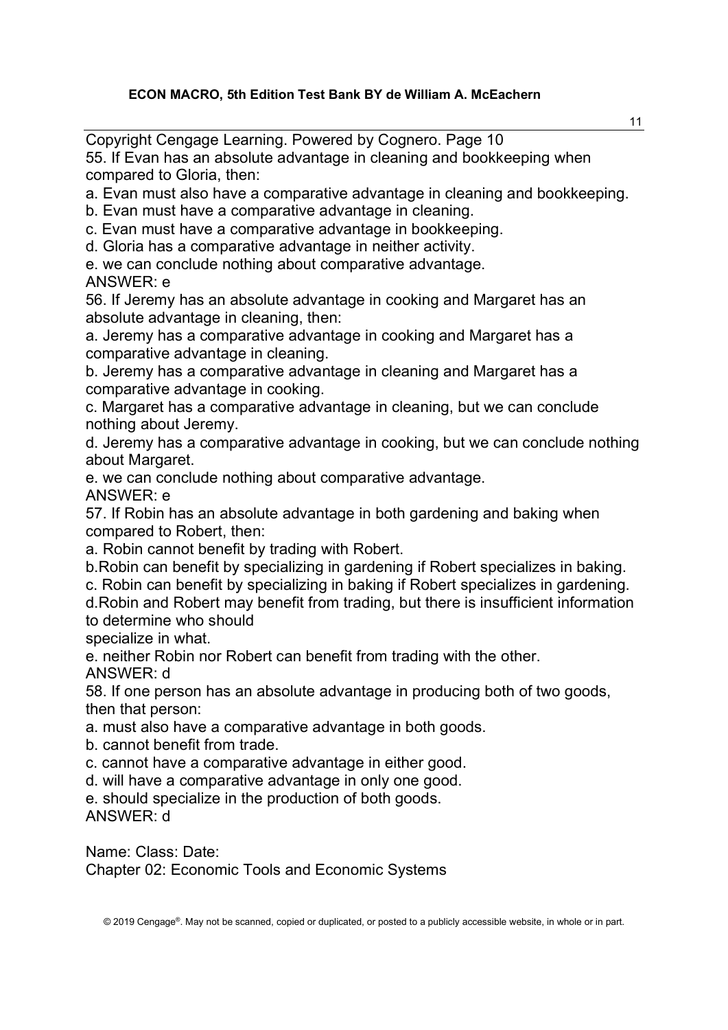55. If Evan has an absolute advantage in cleaning and bookkeeping when compared to Gloria, then:

a. Evan must also have a comparative advantage in cleaning and bookkeeping.

b. Evan must have a comparative advantage in cleaning.

c. Evan must have a comparative advantage in bookkeeping.

d. Gloria has a comparative advantage in neither activity.

e. we can conclude nothing about comparative advantage.

ANSWER: e

56. If Jeremy has an absolute advantage in cooking and Margaret has an absolute advantage in cleaning, then:

a. Jeremy has a comparative advantage in cooking and Margaret has a comparative advantage in cleaning.

b. Jeremy has a comparative advantage in cleaning and Margaret has a comparative advantage in cooking.

c. Margaret has a comparative advantage in cleaning, but we can conclude nothing about Jeremy.

d. Jeremy has a comparative advantage in cooking, but we can conclude nothing about Margaret.

e. we can conclude nothing about comparative advantage.

ANSWER: e

57. If Robin has an absolute advantage in both gardening and baking when compared to Robert, then:

a. Robin cannot benefit by trading with Robert.

b.Robin can benefit by specializing in gardening if Robert specializes in baking.

c. Robin can benefit by specializing in baking if Robert specializes in gardening.

d.Robin and Robert may benefit from trading, but there is insufficient information to determine who should specialize in what.

e. neither Robin nor Robert can benefit from trading with the other.

ANSWER: d

58. If one person has an absolute advantage in producing both of two goods, then that person:

a. must also have a comparative advantage in both goods.

b. cannot benefit from trade.

c. cannot have a comparative advantage in either good.

d. will have a comparative advantage in only one good.

e. should specialize in the production of both goods.

ANSWER: d

Name: Class: Date:

Chapter 02: Economic Tools and Economic Systems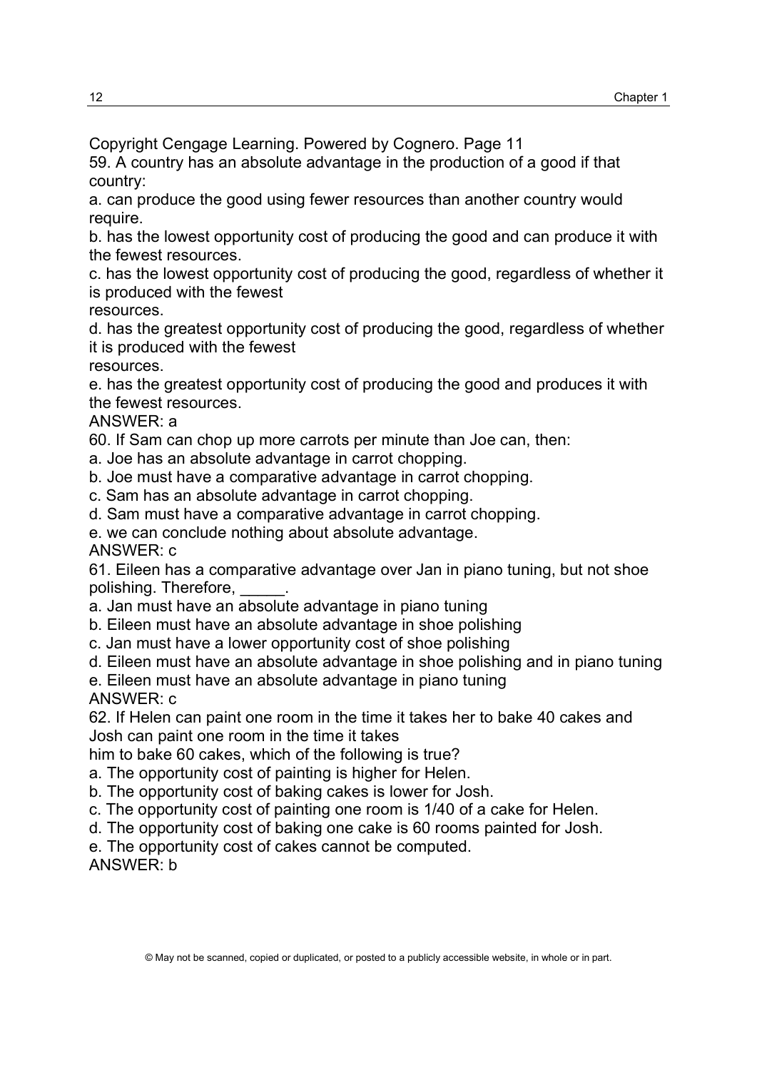Copyright Cengage Learning. Powered by Cognero. Page 11

59. A country has an absolute advantage in the production of a good if that country:

a. can produce the good using fewer resources than another country would require.

b. has the lowest opportunity cost of producing the good and can produce it with the fewest resources.

c. has the lowest opportunity cost of producing the good, regardless of whether it is produced with the fewest resources.

d. has the greatest opportunity cost of producing the good, regardless of whether it is produced with the fewest resources.

e. has the greatest opportunity cost of producing the good and produces it with the fewest resources.

ANSWER: a

60. If Sam can chop up more carrots per minute than Joe can, then:

a. Joe has an absolute advantage in carrot chopping.

b. Joe must have a comparative advantage in carrot chopping.

c. Sam has an absolute advantage in carrot chopping.

d. Sam must have a comparative advantage in carrot chopping.

e. we can conclude nothing about absolute advantage.

ANSWER: c

61. Eileen has a comparative advantage over Jan in piano tuning, but not shoe polishing. Therefore, _____.

a. Jan must have an absolute advantage in piano tuning

b. Eileen must have an absolute advantage in shoe polishing

c. Jan must have a lower opportunity cost of shoe polishing

d. Eileen must have an absolute advantage in shoe polishing and in piano tuning

e. Eileen must have an absolute advantage in piano tuning

ANSWER: c

62. If Helen can paint one room in the time it takes her to bake 40 cakes and Josh can paint one room in the time it takes him to bake 60 cakes, which of the following is true?

a. The opportunity cost of painting is higher for Helen.

b. The opportunity cost of baking cakes is lower for Josh.

c. The opportunity cost of painting one room is 1/40 of a cake for Helen.

d. The opportunity cost of baking one cake is 60 rooms painted for Josh.

e. The opportunity cost of cakes cannot be computed.

ANSWER: b

© May not be scanned, copied or duplicated, or posted to a publicly accessible website, in whole or in part.